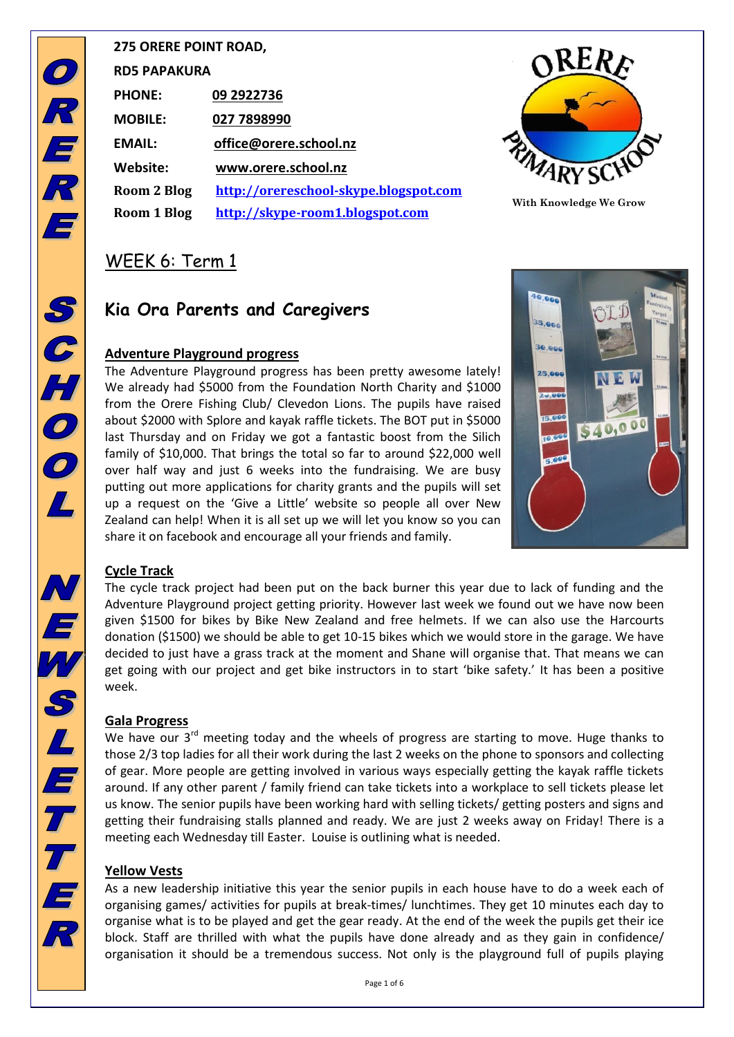275 ORERE POINT ROAD,

RD5 PAPAKURA

| | |
|---|---|
| PHONE: | 09 2922736 |
| MOBILE: | 027 7898990 |
| EMAIL: | office@orere.school.nz |
| Website: | www.orere.school.nz |
| Room 2 Blog | http://orereschool-skype.blogspot.com |
| Room 1 Blog | http://skype-room1.blogspot.com |

ORERE PRIMARY SCHOOL

With Knowledge We Grow

# WEEK 6: Term 1

## Kia Ora Parents and Caregivers

### Adventure Playground progress

The Adventure Playground progress has been pretty awesome lately! We already had $5000 from the Foundation North Charity and $1000 from the Orere Fishing Club/ Clevedon Lions. The pupils have raised about $2000 with Splore and kayak raffle tickets. The BOT put in $5000 last Thursday and on Friday we got a fantastic boost from the Silich family of $10,000. That brings the total so far to around $22,000 well over half way and just 6 weeks into the fundraising. We are busy putting out more applications for charity grants and the pupils will set up a request on the 'Give a Little' website so people all over New Zealand can help! When it is all set up we will let you know so you can share it on facebook and encourage all your friends and family.

### Cycle Track

The cycle track project had been put on the back burner this year due to lack of funding and the Adventure Playground project getting priority. However last week we found out we have now been given $1500 for bikes by Bike New Zealand and free helmets. If we can also use the Harcourts donation ($1500) we should be able to get 10-15 bikes which we would store in the garage. We have decided to just have a grass track at the moment and Shane will organise that. That means we can get going with our project and get bike instructors in to start 'bike safety.' It has been a positive week.

### Gala Progress

We have our 3rd meeting today and the wheels of progress are starting to move. Huge thanks to those 2/3 top ladies for all their work during the last 2 weeks on the phone to sponsors and collecting of gear. More people are getting involved in various ways especially getting the kayak raffle tickets around. If any other parent / family friend can take tickets into a workplace to sell tickets please let us know. The senior pupils have been working hard with selling tickets/ getting posters and signs and getting their fundraising stalls planned and ready. We are just 2 weeks away on Friday! There is a meeting each Wednesday till Easter. Louise is outlining what is needed.

### Yellow Vests

As a new leadership initiative this year the senior pupils in each house have to do a week each of organising games/ activities for pupils at break-times/ lunchtimes. They get 10 minutes each day to organise what is to be played and get the gear ready. At the end of the week the pupils get their ice block. Staff are thrilled with what the pupils have done already and as they gain in confidence/ organisation it should be a tremendous success. Not only is the playground full of pupils playing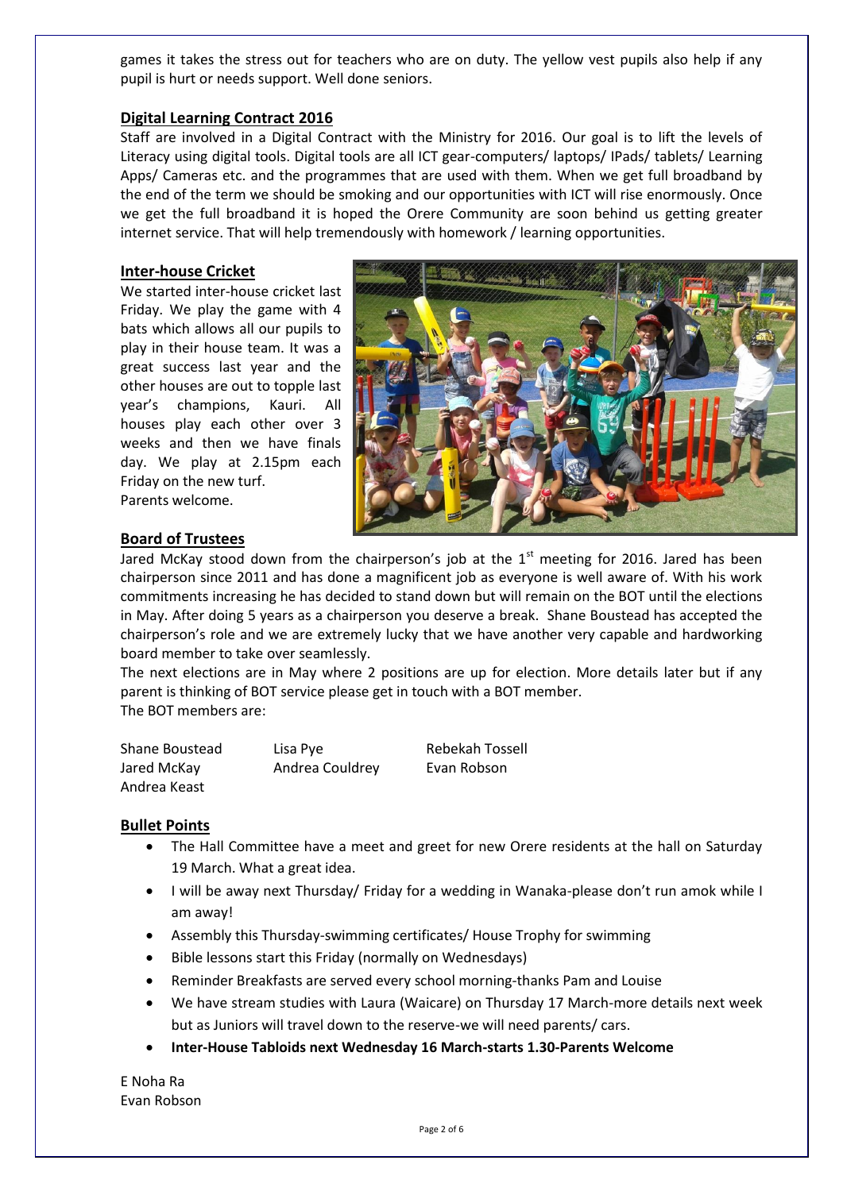games it takes the stress out for teachers who are on duty. The yellow vest pupils also help if any pupil is hurt or needs support. Well done seniors.

## Digital Learning Contract 2016

Staff are involved in a Digital Contract with the Ministry for 2016. Our goal is to lift the levels of Literacy using digital tools. Digital tools are all ICT gear-computers/ laptops/ IPads/ tablets/ Learning Apps/ Cameras etc. and the programmes that are used with them. When we get full broadband by the end of the term we should be smoking and our opportunities with ICT will rise enormously. Once we get the full broadband it is hoped the Orere Community are soon behind us getting greater internet service. That will help tremendously with homework / learning opportunities.

## Inter-house Cricket

We started inter-house cricket last Friday. We play the game with 4 bats which allows all our pupils to play in their house team. It was a great success last year and the other houses are out to topple last year's champions, Kauri. All houses play each other over 3 weeks and then we have finals day. We play at 2.15pm each Friday on the new turf.
Parents welcome.

## Board of Trustees

Jared McKay stood down from the chairperson's job at the 1st meeting for 2016. Jared has been chairperson since 2011 and has done a magnificent job as everyone is well aware of. With his work commitments increasing he has decided to stand down but will remain on the BOT until the elections in May. After doing 5 years as a chairperson you deserve a break. Shane Boustead has accepted the chairperson's role and we are extremely lucky that we have another very capable and hardworking board member to take over seamlessly.

The next elections are in May where 2 positions are up for election. More details later but if any parent is thinking of BOT service please get in touch with a BOT member.
The BOT members are:

| | | |
|---|---|---|
| Shane Boustead | Lisa Pye | Rebekah Tossell |
| Jared McKay | Andrea Couldrey | Evan Robson |
| Andrea Keast | | |

## Bullet Points

- The Hall Committee have a meet and greet for new Orere residents at the hall on Saturday 19 March. What a great idea.
- I will be away next Thursday/ Friday for a wedding in Wanaka-please don't run amok while I am away!
- Assembly this Thursday-swimming certificates/ House Trophy for swimming
- Bible lessons start this Friday (normally on Wednesdays)
- Reminder Breakfasts are served every school morning-thanks Pam and Louise
- We have stream studies with Laura (Waicare) on Thursday 17 March-more details next week but as Juniors will travel down to the reserve-we will need parents/ cars.
- **Inter-House Tabloids next Wednesday 16 March-starts 1.30-Parents Welcome**

E Noha Ra
Evan Robson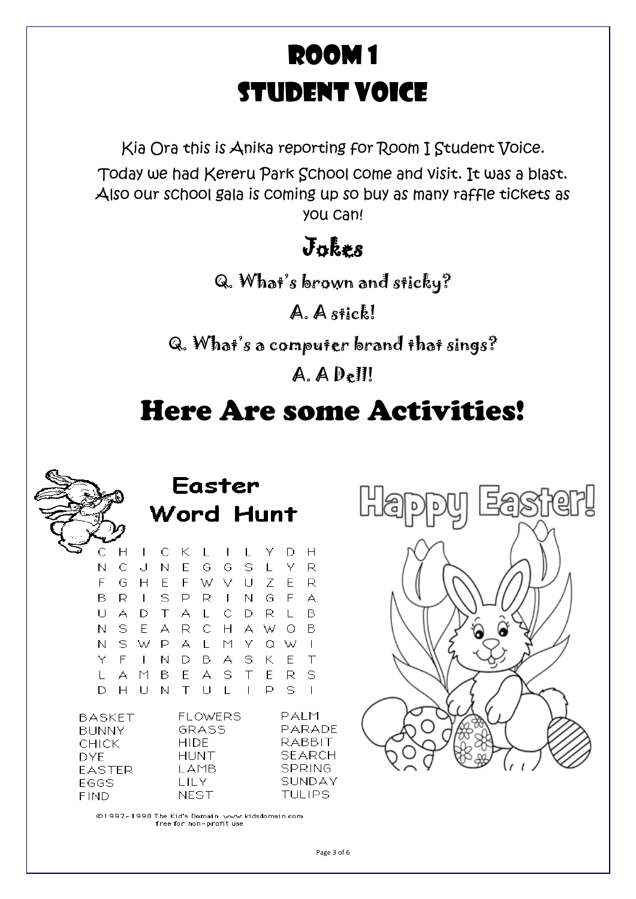# ROOM 1

# STUDENT VOICE

Kia Ora this is Anika reporting for Room 1 Student Voice.

Today we had Kereru Park School come and visit. It was a blast. Also our school gala is coming up so buy as many raffle tickets as you can!

## Jokes

Q. What's brown and sticky?

A. A stick!

Q. What's a computer brand that sings?

A. A Dell!

# Here Are some Activities!

## Easter Word Hunt

```
C H I C K L I L Y D H
N C J N E G G S L Y R
F G H E F W V U Z E R
B R I S P R I N G F A
U A D T A L C D R L B
N S E A R C H A W O B
N S W P A L M Y Q W I
Y F I N D B A S K E T
L A M B E A S T E R S
D H U N T U L I P S I
```

| | | |
|---|---|---|
| BASKET | FLOWERS | PALM |
| BUNNY | GRASS | PARADE |
| CHICK | HIDE | RABBIT |
| DYE | HUNT | SEARCH |
| EASTER | LAMB | SPRING |
| EGGS | LILY | SUNDAY |
| FIND | NEST | TULIPS |

©1997-1998 The Kid's Domain www.kidsdomain.com free for non-profit use

## Happy Easter!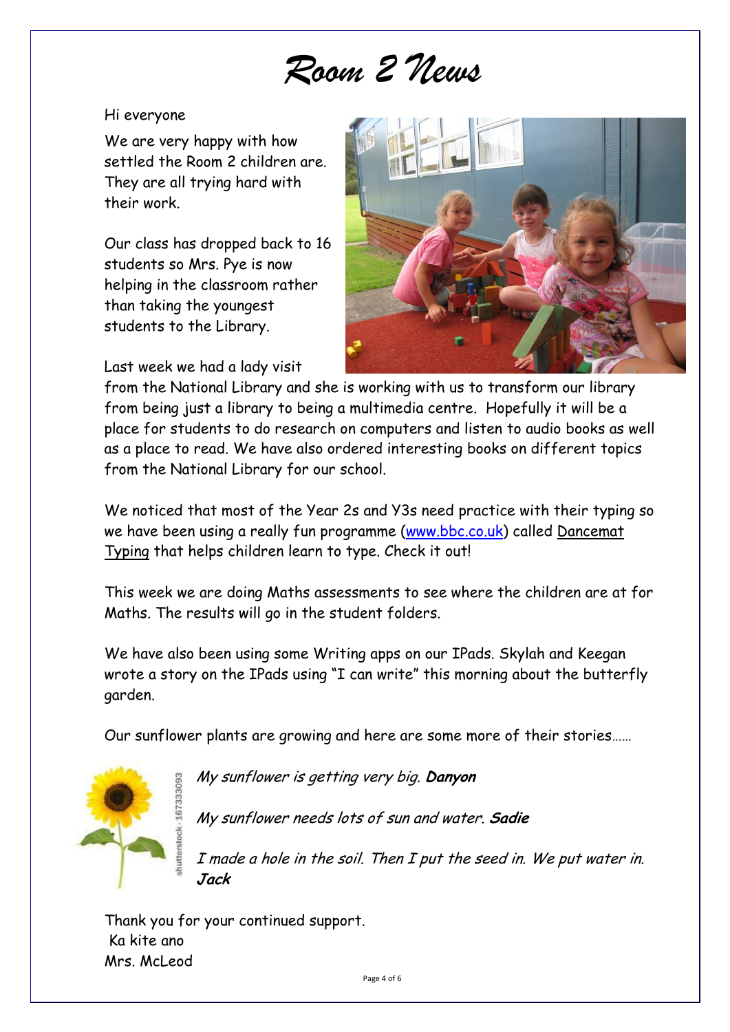# Room 2 News

Hi everyone

We are very happy with how settled the Room 2 children are. They are all trying hard with their work.

Our class has dropped back to 16 students so Mrs. Pye is now helping in the classroom rather than taking the youngest students to the Library.

Last week we had a lady visit from the National Library and she is working with us to transform our library from being just a library to being a multimedia centre. Hopefully it will be a place for students to do research on computers and listen to audio books as well as a place to read. We have also ordered interesting books on different topics from the National Library for our school.

We noticed that most of the Year 2s and Y3s need practice with their typing so we have been using a really fun programme (www.bbc.co.uk) called Dancemat Typing that helps children learn to type. Check it out!

This week we are doing Maths assessments to see where the children are at for Maths. The results will go in the student folders.

We have also been using some Writing apps on our IPads. Skylah and Keegan wrote a story on the IPads using "I can write" this morning about the butterfly garden.

Our sunflower plants are growing and here are some more of their stories……

*My sunflower is getting very big.* ***Danyon***

*My sunflower needs lots of sun and water.* ***Sadie***

*I made a hole in the soil. Then I put the seed in. We put water in.* ***Jack***

Thank you for your continued support.
Ka kite ano
Mrs. McLeod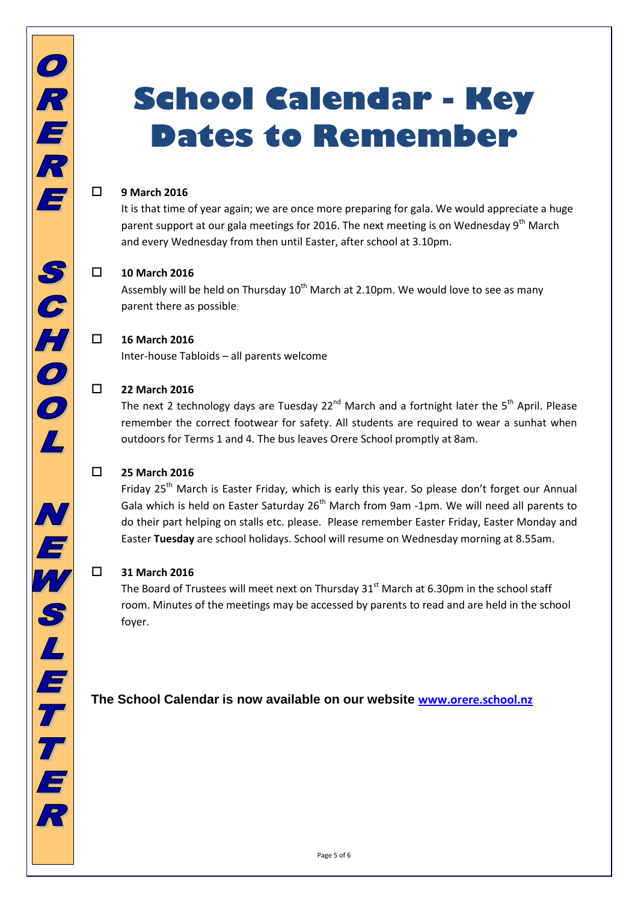# School Calendar - Key Dates to Remember

- **9 March 2016**

  It is that time of year again; we are once more preparing for gala. We would appreciate a huge parent support at our gala meetings for 2016. The next meeting is on Wednesday 9th March and every Wednesday from then until Easter, after school at 3.10pm.

- **10 March 2016**

  Assembly will be held on Thursday 10th March at 2.10pm. We would love to see as many parent there as possible.

- **16 March 2016**

  Inter-house Tabloids – all parents welcome

- **22 March 2016**

  The next 2 technology days are Tuesday 22nd March and a fortnight later the 5th April. Please remember the correct footwear for safety. All students are required to wear a sunhat when outdoors for Terms 1 and 4. The bus leaves Orere School promptly at 8am.

- **25 March 2016**

  Friday 25th March is Easter Friday, which is early this year. So please don't forget our Annual Gala which is held on Easter Saturday 26th March from 9am -1pm. We will need all parents to do their part helping on stalls etc. please. Please remember Easter Friday, Easter Monday and Easter **Tuesday** are school holidays. School will resume on Wednesday morning at 8.55am.

- **31 March 2016**

  The Board of Trustees will meet next on Thursday 31st March at 6.30pm in the school staff room. Minutes of the meetings may be accessed by parents to read and are held in the school foyer.

**The School Calendar is now available on our website [www.orere.school.nz](http://www.orere.school.nz)**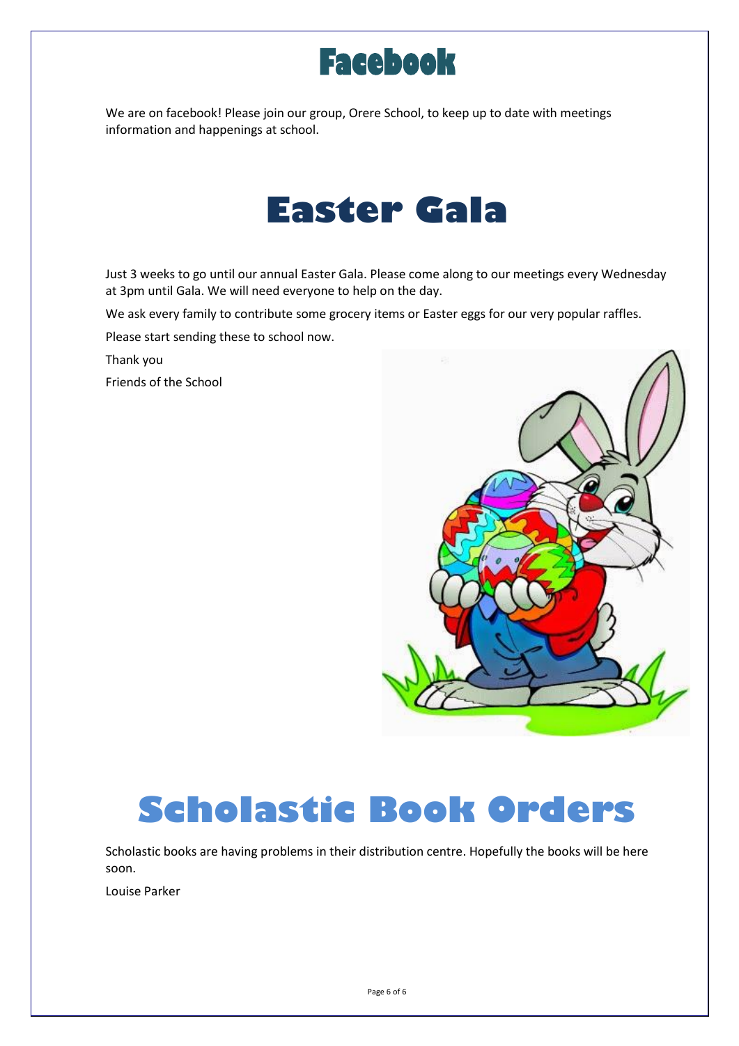# Facebook

We are on facebook! Please join our group, Orere School, to keep up to date with meetings information and happenings at school.

# Easter Gala

Just 3 weeks to go until our annual Easter Gala. Please come along to our meetings every Wednesday at 3pm until Gala. We will need everyone to help on the day.

We ask every family to contribute some grocery items or Easter eggs for our very popular raffles.

Please start sending these to school now.

Thank you

Friends of the School

# Scholastic Book Orders

Scholastic books are having problems in their distribution centre. Hopefully the books will be here soon.

Louise Parker